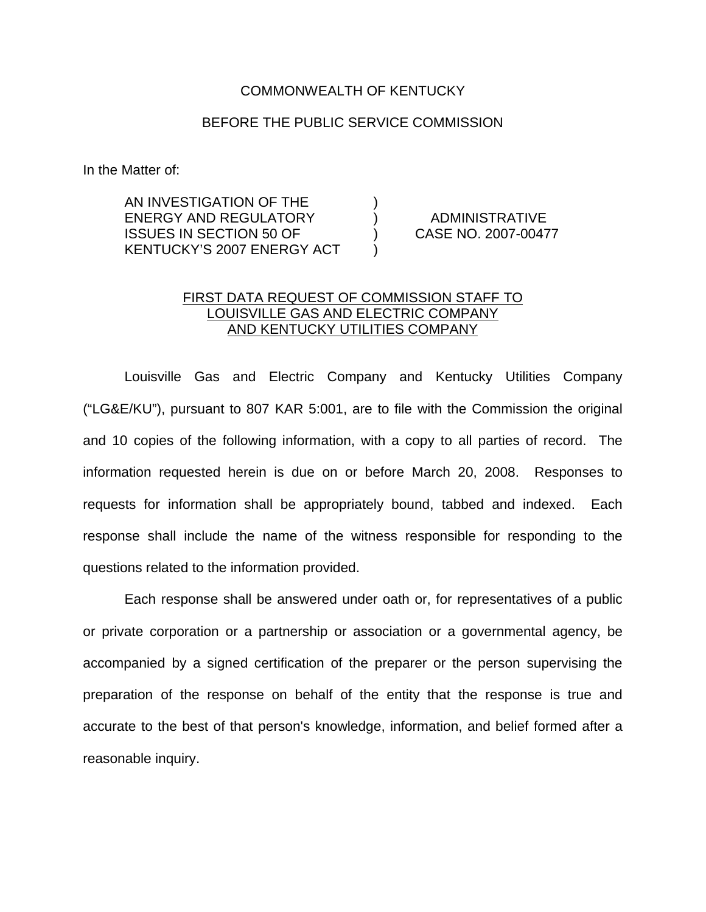COMMONWEALTH OF KENTUCKY

BEFORE THE PUBLIC SERVICE COMMISSION

In the Matter of:

| | | |
|---|---|---|
| AN INVESTIGATION OF THE ENERGY AND REGULATORY ISSUES IN SECTION 50 OF KENTUCKY'S 2007 ENERGY ACT | ) ) ) ) | ADMINISTRATIVE CASE NO. 2007-00477 |

FIRST DATA REQUEST OF COMMISSION STAFF TO LOUISVILLE GAS AND ELECTRIC COMPANY AND KENTUCKY UTILITIES COMPANY

Louisville Gas and Electric Company and Kentucky Utilities Company ("LG&E/KU"), pursuant to 807 KAR 5:001, are to file with the Commission the original and 10 copies of the following information, with a copy to all parties of record. The information requested herein is due on or before March 20, 2008. Responses to requests for information shall be appropriately bound, tabbed and indexed. Each response shall include the name of the witness responsible for responding to the questions related to the information provided.

Each response shall be answered under oath or, for representatives of a public or private corporation or a partnership or association or a governmental agency, be accompanied by a signed certification of the preparer or the person supervising the preparation of the response on behalf of the entity that the response is true and accurate to the best of that person's knowledge, information, and belief formed after a reasonable inquiry.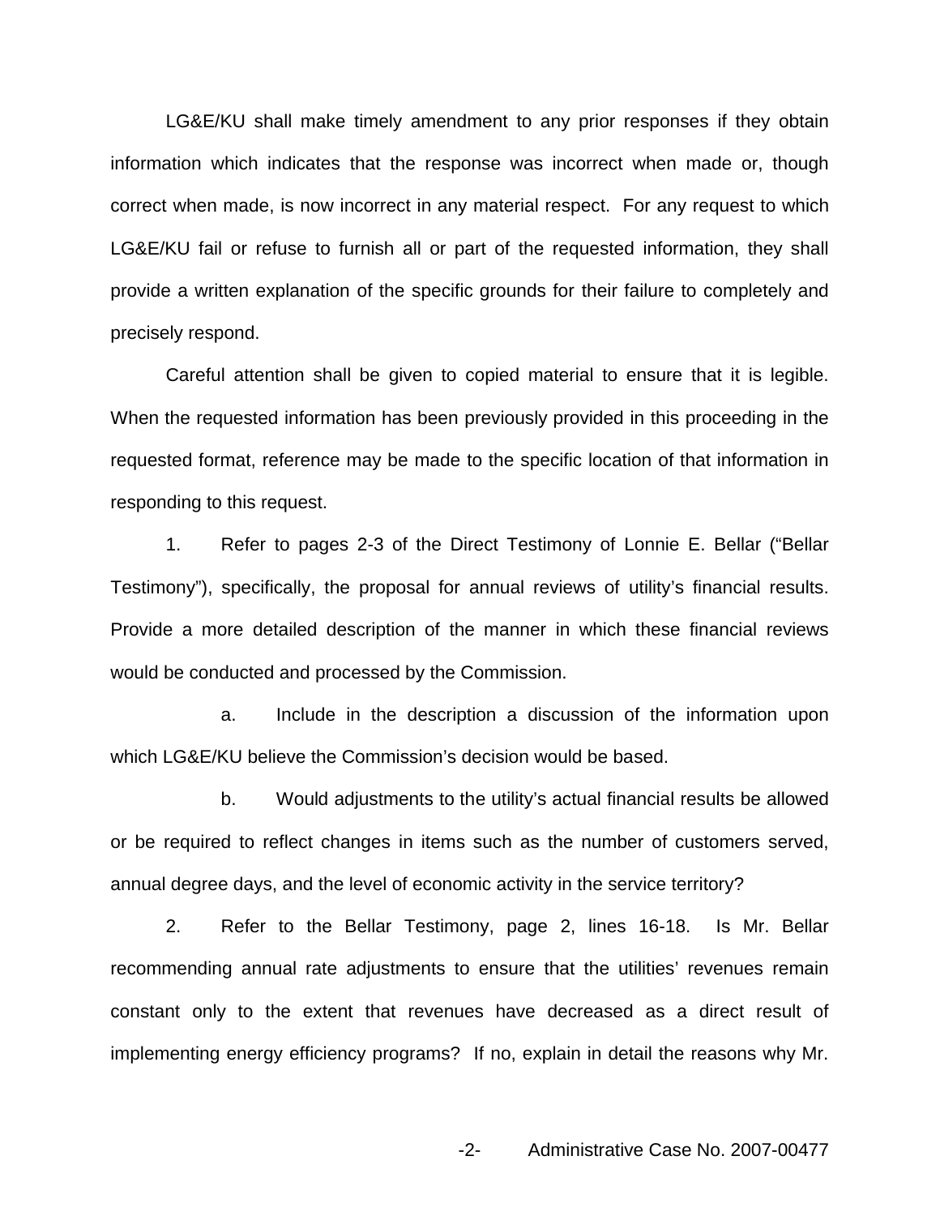LG&E/KU shall make timely amendment to any prior responses if they obtain information which indicates that the response was incorrect when made or, though correct when made, is now incorrect in any material respect. For any request to which LG&E/KU fail or refuse to furnish all or part of the requested information, they shall provide a written explanation of the specific grounds for their failure to completely and precisely respond.

Careful attention shall be given to copied material to ensure that it is legible. When the requested information has been previously provided in this proceeding in the requested format, reference may be made to the specific location of that information in responding to this request.

1. Refer to pages 2-3 of the Direct Testimony of Lonnie E. Bellar ("Bellar Testimony"), specifically, the proposal for annual reviews of utility's financial results. Provide a more detailed description of the manner in which these financial reviews would be conducted and processed by the Commission.

   a. Include in the description a discussion of the information upon which LG&E/KU believe the Commission's decision would be based.

   b. Would adjustments to the utility's actual financial results be allowed or be required to reflect changes in items such as the number of customers served, annual degree days, and the level of economic activity in the service territory?

2. Refer to the Bellar Testimony, page 2, lines 16-18. Is Mr. Bellar recommending annual rate adjustments to ensure that the utilities' revenues remain constant only to the extent that revenues have decreased as a direct result of implementing energy efficiency programs? If no, explain in detail the reasons why Mr.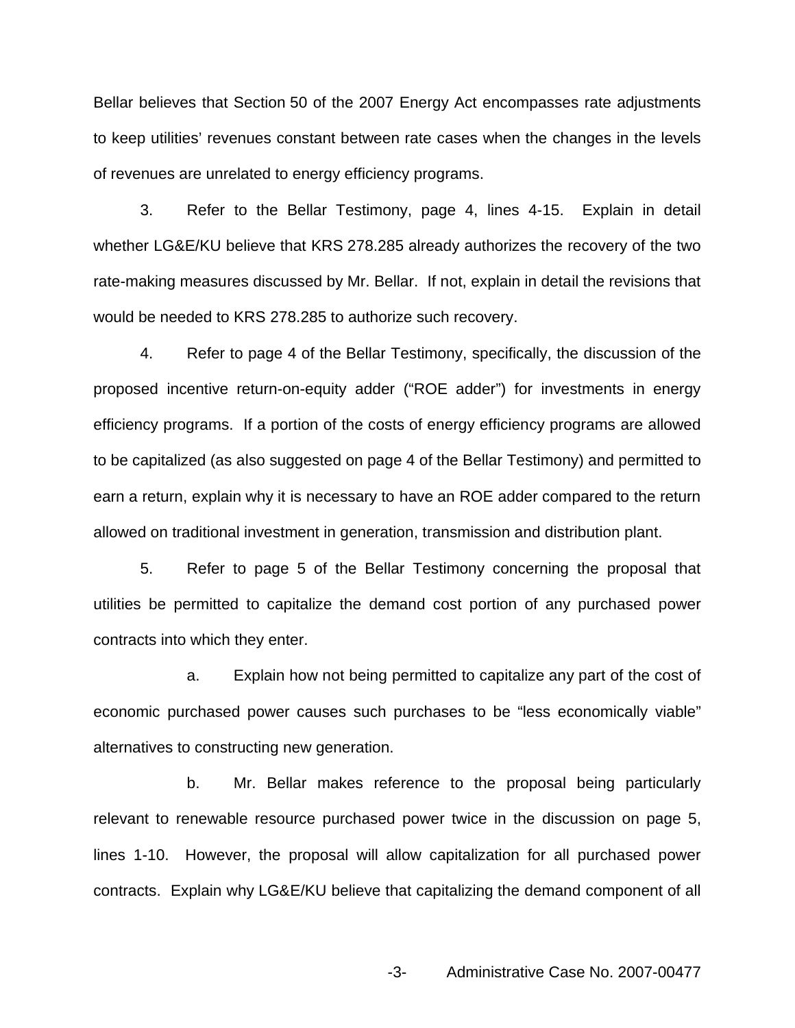Bellar believes that Section 50 of the 2007 Energy Act encompasses rate adjustments to keep utilities' revenues constant between rate cases when the changes in the levels of revenues are unrelated to energy efficiency programs.

3. Refer to the Bellar Testimony, page 4, lines 4-15. Explain in detail whether LG&E/KU believe that KRS 278.285 already authorizes the recovery of the two rate-making measures discussed by Mr. Bellar. If not, explain in detail the revisions that would be needed to KRS 278.285 to authorize such recovery.

4. Refer to page 4 of the Bellar Testimony, specifically, the discussion of the proposed incentive return-on-equity adder ("ROE adder") for investments in energy efficiency programs. If a portion of the costs of energy efficiency programs are allowed to be capitalized (as also suggested on page 4 of the Bellar Testimony) and permitted to earn a return, explain why it is necessary to have an ROE adder compared to the return allowed on traditional investment in generation, transmission and distribution plant.

5. Refer to page 5 of the Bellar Testimony concerning the proposal that utilities be permitted to capitalize the demand cost portion of any purchased power contracts into which they enter.

   a. Explain how not being permitted to capitalize any part of the cost of economic purchased power causes such purchases to be "less economically viable" alternatives to constructing new generation.

   b. Mr. Bellar makes reference to the proposal being particularly relevant to renewable resource purchased power twice in the discussion on page 5, lines 1-10. However, the proposal will allow capitalization for all purchased power contracts. Explain why LG&E/KU believe that capitalizing the demand component of all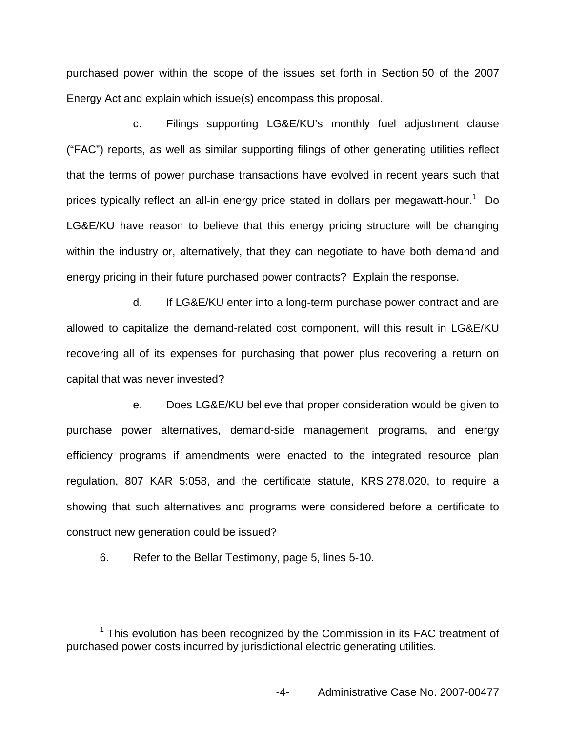purchased power within the scope of the issues set forth in Section 50 of the 2007 Energy Act and explain which issue(s) encompass this proposal.

c. Filings supporting LG&E/KU's monthly fuel adjustment clause ("FAC") reports, as well as similar supporting filings of other generating utilities reflect that the terms of power purchase transactions have evolved in recent years such that prices typically reflect an all-in energy price stated in dollars per megawatt-hour.[1] Do LG&E/KU have reason to believe that this energy pricing structure will be changing within the industry or, alternatively, that they can negotiate to have both demand and energy pricing in their future purchased power contracts? Explain the response.

d. If LG&E/KU enter into a long-term purchase power contract and are allowed to capitalize the demand-related cost component, will this result in LG&E/KU recovering all of its expenses for purchasing that power plus recovering a return on capital that was never invested?

e. Does LG&E/KU believe that proper consideration would be given to purchase power alternatives, demand-side management programs, and energy efficiency programs if amendments were enacted to the integrated resource plan regulation, 807 KAR 5:058, and the certificate statute, KRS 278.020, to require a showing that such alternatives and programs were considered before a certificate to construct new generation could be issued?

6. Refer to the Bellar Testimony, page 5, lines 5-10.

---

[1] This evolution has been recognized by the Commission in its FAC treatment of purchased power costs incurred by jurisdictional electric generating utilities.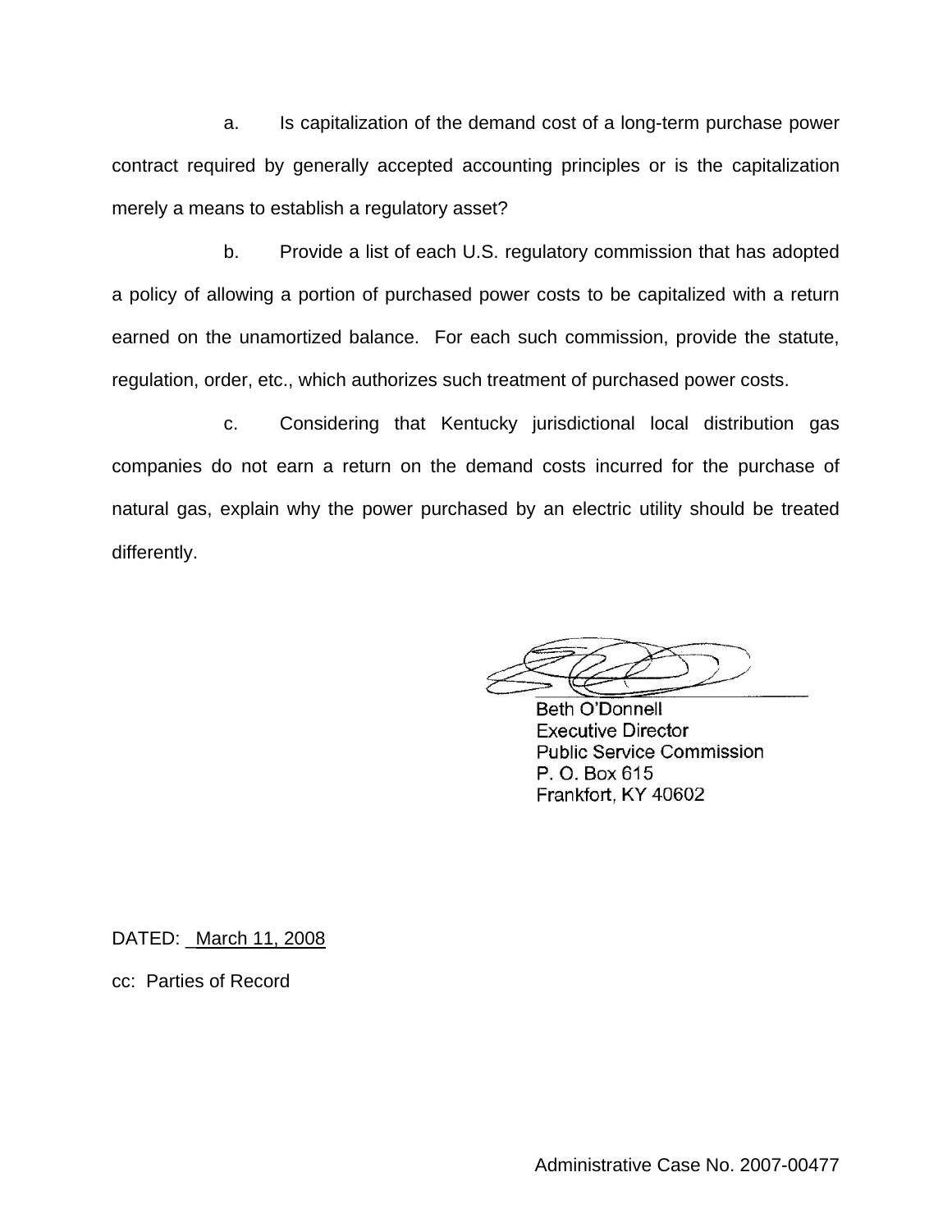a. Is capitalization of the demand cost of a long-term purchase power contract required by generally accepted accounting principles or is the capitalization merely a means to establish a regulatory asset?

b. Provide a list of each U.S. regulatory commission that has adopted a policy of allowing a portion of purchased power costs to be capitalized with a return earned on the unamortized balance. For each such commission, provide the statute, regulation, order, etc., which authorizes such treatment of purchased power costs.

c. Considering that Kentucky jurisdictional local distribution gas companies do not earn a return on the demand costs incurred for the purchase of natural gas, explain why the power purchased by an electric utility should be treated differently.

Beth O'Donnell
Executive Director
Public Service Commission
P. O. Box 615
Frankfort, KY 40602

DATED: March 11, 2008

cc: Parties of Record

Administrative Case No. 2007-00477